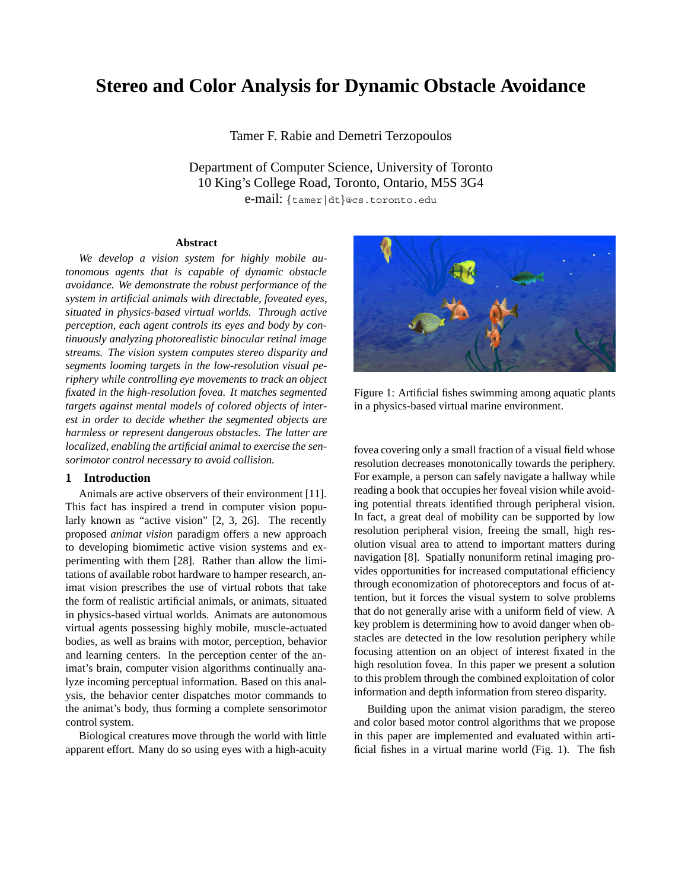# Stereo and Color Analysis for Dynamic Obstacle Avoidance

Tamer F. Rabie and Demetri Terzopoulos

Department of Computer Science, University of Toronto
10 King's College Road, Toronto, Ontario, M5S 3G4
e-mail: {tamer|dt}@cs.toronto.edu

### Abstract

*We develop a vision system for highly mobile autonomous agents that is capable of dynamic obstacle avoidance. We demonstrate the robust performance of the system in artificial animals with directable, foveated eyes, situated in physics-based virtual worlds. Through active perception, each agent controls its eyes and body by continuously analyzing photorealistic binocular retinal image streams. The vision system computes stereo disparity and segments looming targets in the low-resolution visual periphery while controlling eye movements to track an object fixated in the high-resolution fovea. It matches segmented targets against mental models of colored objects of interest in order to decide whether the segmented objects are harmless or represent dangerous obstacles. The latter are localized, enabling the artificial animal to exercise the sensorimotor control necessary to avoid collision.*

## 1 Introduction

Animals are active observers of their environment [11]. This fact has inspired a trend in computer vision popularly known as "active vision" [2, 3, 26]. The recently proposed *animat vision* paradigm offers a new approach to developing biomimetic active vision systems and experimenting with them [28]. Rather than allow the limitations of available robot hardware to hamper research, animat vision prescribes the use of virtual robots that take the form of realistic artificial animals, or animats, situated in physics-based virtual worlds. Animats are autonomous virtual agents possessing highly mobile, muscle-actuated bodies, as well as brains with motor, perception, behavior and learning centers. In the perception center of the animat's brain, computer vision algorithms continually analyze incoming perceptual information. Based on this analysis, the behavior center dispatches motor commands to the animat's body, thus forming a complete sensorimotor control system.

Biological creatures move through the world with little apparent effort. Many do so using eyes with a high-acuity fovea covering only a small fraction of a visual field whose resolution decreases monotonically towards the periphery. For example, a person can safely navigate a hallway while reading a book that occupies her foveal vision while avoiding potential threats identified through peripheral vision. In fact, a great deal of mobility can be supported by low resolution peripheral vision, freeing the small, high resolution visual area to attend to important matters during navigation [8]. Spatially nonuniform retinal imaging provides opportunities for increased computational efficiency through economization of photoreceptors and focus of attention, but it forces the visual system to solve problems that do not generally arise with a uniform field of view. A key problem is determining how to avoid danger when obstacles are detected in the low resolution periphery while focusing attention on an object of interest fixated in the high resolution fovea. In this paper we present a solution to this problem through the combined exploitation of color information and depth information from stereo disparity.

Figure 1: Artificial fishes swimming among aquatic plants in a physics-based virtual marine environment.

Building upon the animat vision paradigm, the stereo and color based motor control algorithms that we propose in this paper are implemented and evaluated within artificial fishes in a virtual marine world (Fig. 1). The fish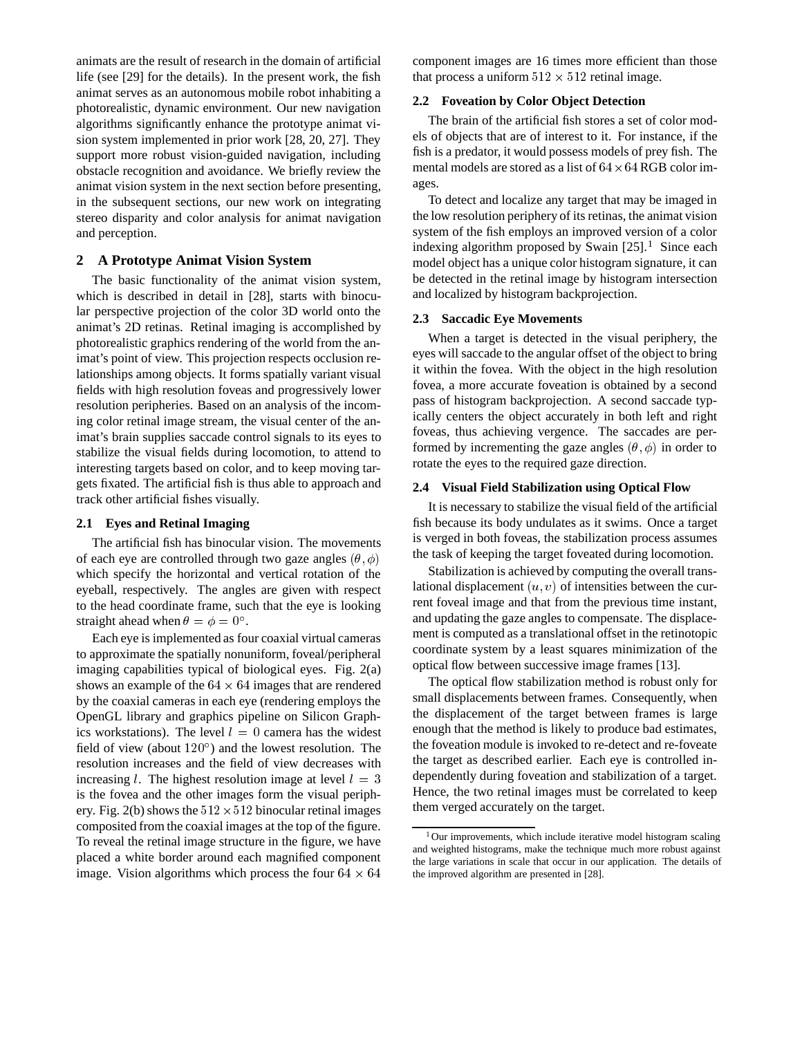animats are the result of research in the domain of artificial life (see [29] for the details). In the present work, the fish animat serves as an autonomous mobile robot inhabiting a photorealistic, dynamic environment. Our new navigation algorithms significantly enhance the prototype animat vision system implemented in prior work [28, 20, 27]. They support more robust vision-guided navigation, including obstacle recognition and avoidance. We briefly review the animat vision system in the next section before presenting, in the subsequent sections, our new work on integrating stereo disparity and color analysis for animat navigation and perception.

## 2 A Prototype Animat Vision System

The basic functionality of the animat vision system, which is described in detail in [28], starts with binocular perspective projection of the color 3D world onto the animat's 2D retinas. Retinal imaging is accomplished by photorealistic graphics rendering of the world from the animat's point of view. This projection respects occlusion relationships among objects. It forms spatially variant visual fields with high resolution foveas and progressively lower resolution peripheries. Based on an analysis of the incoming color retinal image stream, the visual center of the animat's brain supplies saccade control signals to its eyes to stabilize the visual fields during locomotion, to attend to interesting targets based on color, and to keep moving targets fixated. The artificial fish is thus able to approach and track other artificial fishes visually.

### 2.1 Eyes and Retinal Imaging

The artificial fish has binocular vision. The movements of each eye are controlled through two gaze angles $(\theta, \phi)$ which specify the horizontal and vertical rotation of the eyeball, respectively. The angles are given with respect to the head coordinate frame, such that the eye is looking straight ahead when $\theta = \phi = 0^\circ$.

Each eye is implemented as four coaxial virtual cameras to approximate the spatially nonuniform, foveal/peripheral imaging capabilities typical of biological eyes. Fig. 2(a) shows an example of the $64 \times 64$ images that are rendered by the coaxial cameras in each eye (rendering employs the OpenGL library and graphics pipeline on Silicon Graphics workstations). The level $l = 0$ camera has the widest field of view (about $120^\circ$) and the lowest resolution. The resolution increases and the field of view decreases with increasing $l$. The highest resolution image at level $l = 3$ is the fovea and the other images form the visual periphery. Fig. 2(b) shows the $512 \times 512$ binocular retinal images composited from the coaxial images at the top of the figure. To reveal the retinal image structure in the figure, we have placed a white border around each magnified component image. Vision algorithms which process the four $64 \times 64$ component images are 16 times more efficient than those that process a uniform $512 \times 512$ retinal image.

### 2.2 Foveation by Color Object Detection

The brain of the artificial fish stores a set of color models of objects that are of interest to it. For instance, if the fish is a predator, it would possess models of prey fish. The mental models are stored as a list of $64 \times 64$ RGB color images.

To detect and localize any target that may be imaged in the low resolution periphery of its retinas, the animat vision system of the fish employs an improved version of a color indexing algorithm proposed by Swain [25].[1] Since each model object has a unique color histogram signature, it can be detected in the retinal image by histogram intersection and localized by histogram backprojection.

### 2.3 Saccadic Eye Movements

When a target is detected in the visual periphery, the eyes will saccade to the angular offset of the object to bring it within the fovea. With the object in the high resolution fovea, a more accurate foveation is obtained by a second pass of histogram backprojection. A second saccade typically centers the object accurately in both left and right foveas, thus achieving vergence. The saccades are performed by incrementing the gaze angles $(\theta, \phi)$ in order to rotate the eyes to the required gaze direction.

### 2.4 Visual Field Stabilization using Optical Flow

It is necessary to stabilize the visual field of the artificial fish because its body undulates as it swims. Once a target is verged in both foveas, the stabilization process assumes the task of keeping the target foveated during locomotion.

Stabilization is achieved by computing the overall translational displacement $(u, v)$ of intensities between the current foveal image and that from the previous time instant, and updating the gaze angles to compensate. The displacement is computed as a translational offset in the retinotopic coordinate system by a least squares minimization of the optical flow between successive image frames [13].

The optical flow stabilization method is robust only for small displacements between frames. Consequently, when the displacement of the target between frames is large enough that the method is likely to produce bad estimates, the foveation module is invoked to re-detect and re-foveate the target as described earlier. Each eye is controlled independently during foveation and stabilization of a target. Hence, the two retinal images must be correlated to keep them verged accurately on the target.

[1] Our improvements, which include iterative model histogram scaling and weighted histograms, make the technique much more robust against the large variations in scale that occur in our application. The details of the improved algorithm are presented in [28].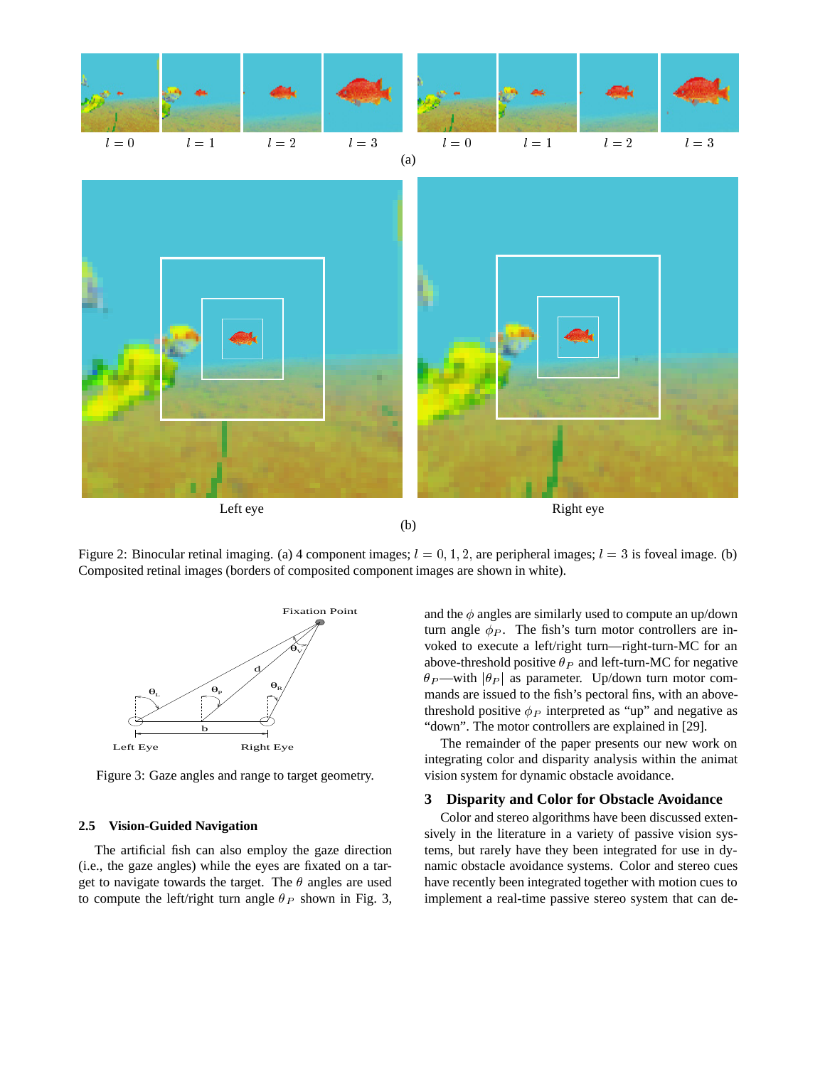Figure 2: Binocular retinal imaging. (a) 4 component images; $l = 0, 1, 2$, are peripheral images; $l = 3$ is foveal image. (b) Composited retinal images (borders of composited component images are shown in white).

Figure 3: Gaze angles and range to target geometry.

### 2.5 Vision-Guided Navigation

The artificial fish can also employ the gaze direction (i.e., the gaze angles) while the eyes are fixated on a target to navigate towards the target. The $\theta$ angles are used to compute the left/right turn angle $\theta_P$ shown in Fig. 3, and the $\phi$ angles are similarly used to compute an up/down turn angle $\phi_P$. The fish's turn motor controllers are invoked to execute a left/right turn—right-turn-MC for an above-threshold positive $\theta_P$ and left-turn-MC for negative $\theta_P$—with $|\theta_P|$ as parameter. Up/down turn motor commands are issued to the fish's pectoral fins, with an above-threshold positive $\phi_P$ interpreted as "up" and negative as "down". The motor controllers are explained in [29].

The remainder of the paper presents our new work on integrating color and disparity analysis within the animat vision system for dynamic obstacle avoidance.

## 3 Disparity and Color for Obstacle Avoidance

Color and stereo algorithms have been discussed extensively in the literature in a variety of passive vision systems, but rarely have they been integrated for use in dynamic obstacle avoidance systems. Color and stereo cues have recently been integrated together with motion cues to implement a real-time passive stereo system that can de-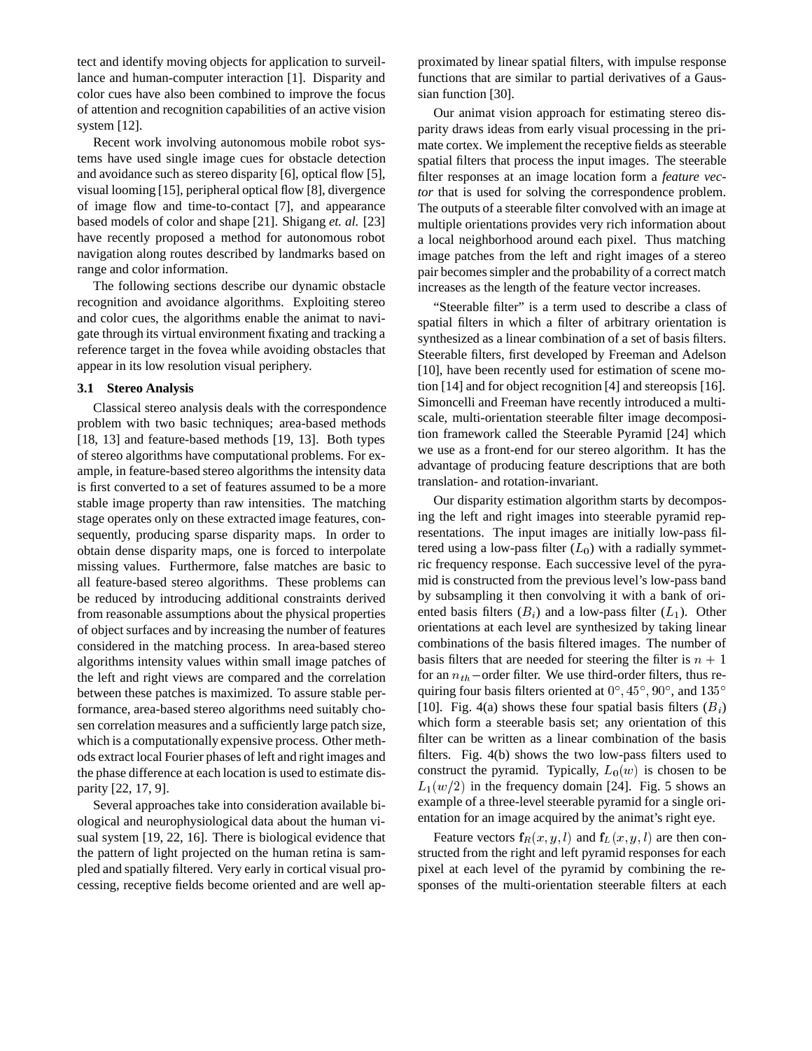tect and identify moving objects for application to surveillance and human-computer interaction [1]. Disparity and color cues have also been combined to improve the focus of attention and recognition capabilities of an active vision system [12].

Recent work involving autonomous mobile robot systems have used single image cues for obstacle detection and avoidance such as stereo disparity [6], optical flow [5], visual looming [15], peripheral optical flow [8], divergence of image flow and time-to-contact [7], and appearance based models of color and shape [21]. Shigang *et. al.* [23] have recently proposed a method for autonomous robot navigation along routes described by landmarks based on range and color information.

The following sections describe our dynamic obstacle recognition and avoidance algorithms. Exploiting stereo and color cues, the algorithms enable the animat to navigate through its virtual environment fixating and tracking a reference target in the fovea while avoiding obstacles that appear in its low resolution visual periphery.

### 3.1 Stereo Analysis

Classical stereo analysis deals with the correspondence problem with two basic techniques; area-based methods [18, 13] and feature-based methods [19, 13]. Both types of stereo algorithms have computational problems. For example, in feature-based stereo algorithms the intensity data is first converted to a set of features assumed to be a more stable image property than raw intensities. The matching stage operates only on these extracted image features, consequently, producing sparse disparity maps. In order to obtain dense disparity maps, one is forced to interpolate missing values. Furthermore, false matches are basic to all feature-based stereo algorithms. These problems can be reduced by introducing additional constraints derived from reasonable assumptions about the physical properties of object surfaces and by increasing the number of features considered in the matching process. In area-based stereo algorithms intensity values within small image patches of the left and right views are compared and the correlation between these patches is maximized. To assure stable performance, area-based stereo algorithms need suitably chosen correlation measures and a sufficiently large patch size, which is a computationally expensive process. Other methods extract local Fourier phases of left and right images and the phase difference at each location is used to estimate disparity [22, 17, 9].

Several approaches take into consideration available biological and neurophysiological data about the human visual system [19, 22, 16]. There is biological evidence that the pattern of light projected on the human retina is sampled and spatially filtered. Very early in cortical visual processing, receptive fields become oriented and are well approximated by linear spatial filters, with impulse response functions that are similar to partial derivatives of a Gaussian function [30].

Our animat vision approach for estimating stereo disparity draws ideas from early visual processing in the primate cortex. We implement the receptive fields as steerable spatial filters that process the input images. The steerable filter responses at an image location form a *feature vector* that is used for solving the correspondence problem. The outputs of a steerable filter convolved with an image at multiple orientations provides very rich information about a local neighborhood around each pixel. Thus matching image patches from the left and right images of a stereo pair becomes simpler and the probability of a correct match increases as the length of the feature vector increases.

"Steerable filter" is a term used to describe a class of spatial filters in which a filter of arbitrary orientation is synthesized as a linear combination of a set of basis filters. Steerable filters, first developed by Freeman and Adelson [10], have been recently used for estimation of scene motion [14] and for object recognition [4] and stereopsis [16]. Simoncelli and Freeman have recently introduced a multiscale, multi-orientation steerable filter image decomposition framework called the Steerable Pyramid [24] which we use as a front-end for our stereo algorithm. It has the advantage of producing feature descriptions that are both translation- and rotation-invariant.

Our disparity estimation algorithm starts by decomposing the left and right images into steerable pyramid representations. The input images are initially low-pass filtered using a low-pass filter ($L_0$) with a radially symmetric frequency response. Each successive level of the pyramid is constructed from the previous level's low-pass band by subsampling it then convolving it with a bank of oriented basis filters ($B_i$) and a low-pass filter ($L_1$). Other orientations at each level are synthesized by taking linear combinations of the basis filtered images. The number of basis filters that are needed for steering the filter is $n+1$ for an $n_{th}-$order filter. We use third-order filters, thus requiring four basis filters oriented at $0°, 45°, 90°$, and $135°$ [10]. Fig. 4(a) shows these four spatial basis filters ($B_i$) which form a steerable basis set; any orientation of this filter can be written as a linear combination of the basis filters. Fig. 4(b) shows the two low-pass filters used to construct the pyramid. Typically, $L_0(w)$ is chosen to be $L_1(w/2)$ in the frequency domain [24]. Fig. 5 shows an example of a three-level steerable pyramid for a single orientation for an image acquired by the animat's right eye.

Feature vectors $\mathbf{f}_R(x, y, l)$ and $\mathbf{f}_L(x, y, l)$ are then constructed from the right and left pyramid responses for each pixel at each level of the pyramid by combining the responses of the multi-orientation steerable filters at each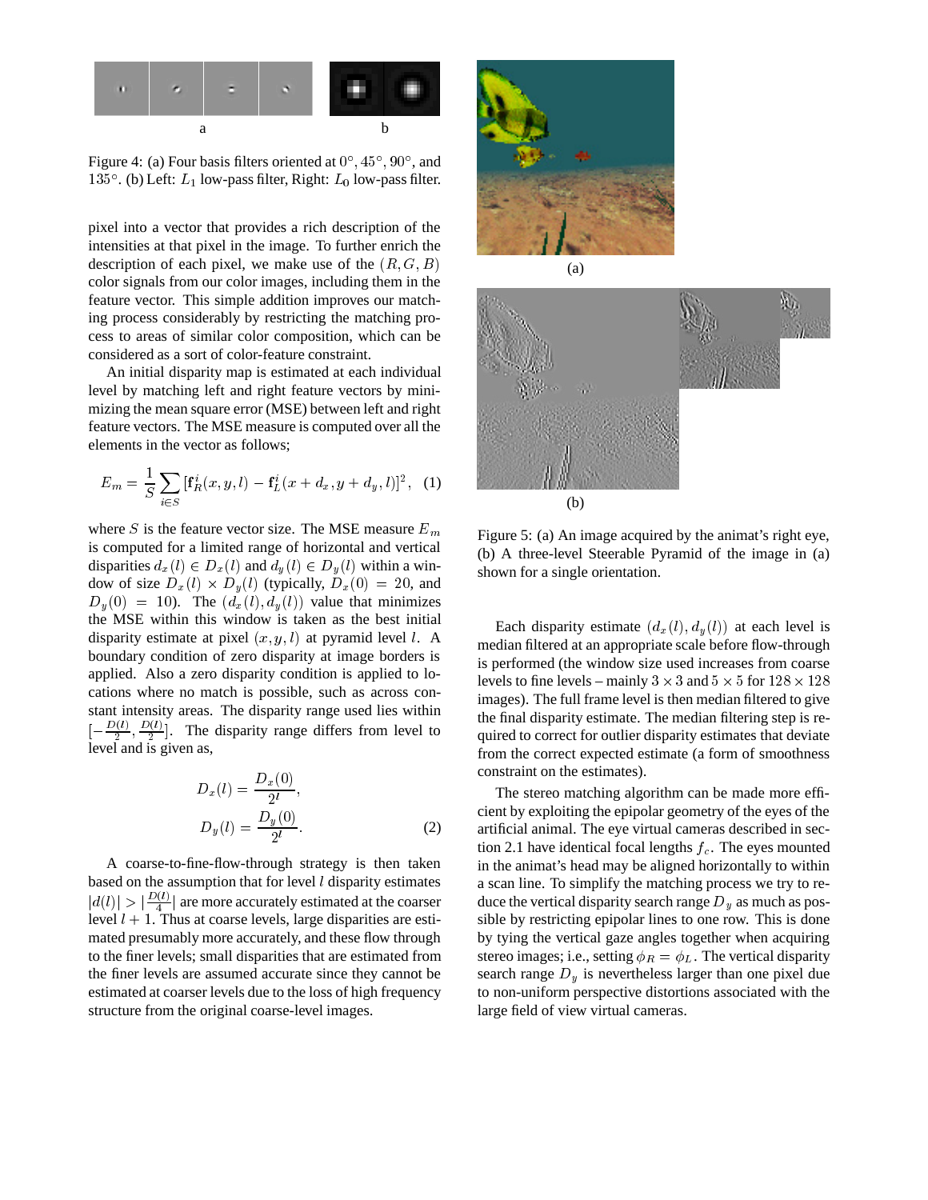a b

Figure 4: (a) Four basis filters oriented at $0°$, $45°$, $90°$, and $135°$. (b) Left: $L_1$ low-pass filter, Right: $L_0$ low-pass filter.

pixel into a vector that provides a rich description of the intensities at that pixel in the image. To further enrich the description of each pixel, we make use of the $(R, G, B)$ color signals from our color images, including them in the feature vector. This simple addition improves our matching process considerably by restricting the matching process to areas of similar color composition, which can be considered as a sort of color-feature constraint.

An initial disparity map is estimated at each individual level by matching left and right feature vectors by minimizing the mean square error (MSE) between left and right feature vectors. The MSE measure is computed over all the elements in the vector as follows;

$$E_m = \frac{1}{S}\sum_{i \in S}[\mathbf{f}_R^i(x, y, l) - \mathbf{f}_L^i(x + d_x, y + d_y, l)]^2, \quad (1)$$

where $S$ is the feature vector size. The MSE measure $E_m$ is computed for a limited range of horizontal and vertical disparities $d_x(l) \in D_x(l)$ and $d_y(l) \in D_y(l)$ within a window of size $D_x(l) \times D_y(l)$ (typically, $D_x(0) = 20$, and $D_y(0) = 10$). The $(d_x(l), d_y(l))$ value that minimizes the MSE within this window is taken as the best initial disparity estimate at pixel $(x, y, l)$ at pyramid level $l$. A boundary condition of zero disparity at image borders is applied. Also a zero disparity condition is applied to locations where no match is possible, such as across constant intensity areas. The disparity range used lies within $[-\frac{D(l)}{2}, \frac{D(l)}{2}]$. The disparity range differs from level to level and is given as,

$$D_x(l) = \frac{D_x(0)}{2^l},$$
$$D_y(l) = \frac{D_y(0)}{2^l}. \quad (2)$$

A coarse-to-fine-flow-through strategy is then taken based on the assumption that for level $l$ disparity estimates $|d(l)| > |\frac{D(l)}{4}|$ are more accurately estimated at the coarser level $l + 1$. Thus at coarse levels, large disparities are estimated presumably more accurately, and these flow through to the finer levels; small disparities that are estimated from the finer levels are assumed accurate since they cannot be estimated at coarser levels due to the loss of high frequency structure from the original coarse-level images.

(a)

(b)

Figure 5: (a) An image acquired by the animat's right eye, (b) A three-level Steerable Pyramid of the image in (a) shown for a single orientation.

Each disparity estimate $(d_x(l), d_y(l))$ at each level is median filtered at an appropriate scale before flow-through is performed (the window size used increases from coarse levels to fine levels – mainly $3 \times 3$ and $5 \times 5$ for $128 \times 128$ images). The full frame level is then median filtered to give the final disparity estimate. The median filtering step is required to correct for outlier disparity estimates that deviate from the correct expected estimate (a form of smoothness constraint on the estimates).

The stereo matching algorithm can be made more efficient by exploiting the epipolar geometry of the eyes of the artificial animal. The eye virtual cameras described in section 2.1 have identical focal lengths $f_c$. The eyes mounted in the animat's head may be aligned horizontally to within a scan line. To simplify the matching process we try to reduce the vertical disparity search range $D_y$ as much as possible by restricting epipolar lines to one row. This is done by tying the vertical gaze angles together when acquiring stereo images; i.e., setting $\phi_R = \phi_L$. The vertical disparity search range $D_y$ is nevertheless larger than one pixel due to non-uniform perspective distortions associated with the large field of view virtual cameras.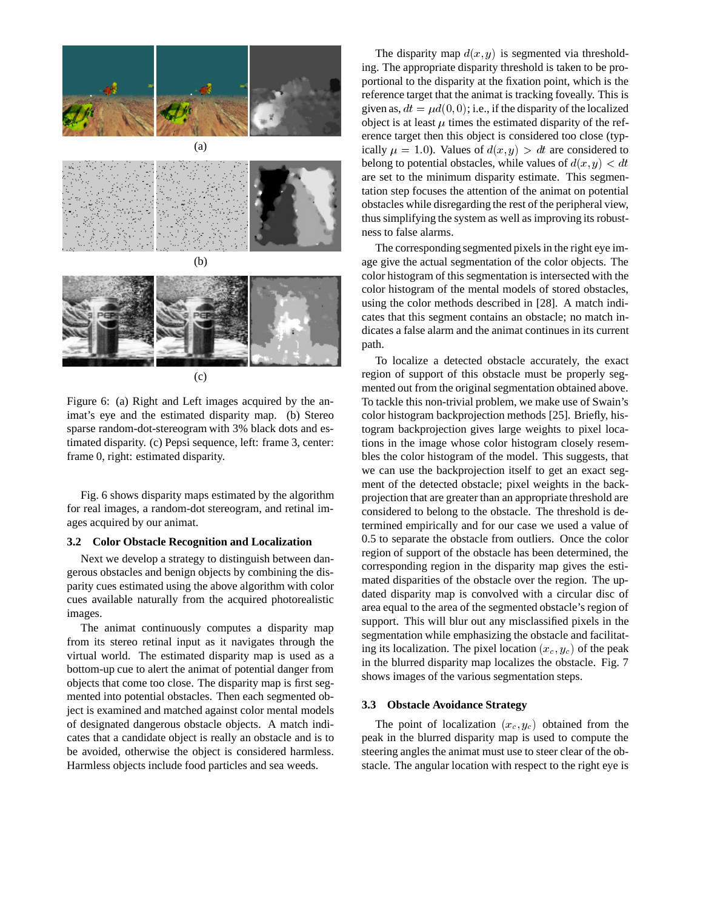(a)

(b)

(c)

Figure 6: (a) Right and Left images acquired by the animat's eye and the estimated disparity map. (b) Stereo sparse random-dot-stereogram with 3% black dots and estimated disparity. (c) Pepsi sequence, left: frame 3, center: frame 0, right: estimated disparity.

Fig. 6 shows disparity maps estimated by the algorithm for real images, a random-dot stereogram, and retinal images acquired by our animat.

### 3.2 Color Obstacle Recognition and Localization

Next we develop a strategy to distinguish between dangerous obstacles and benign objects by combining the disparity cues estimated using the above algorithm with color cues available naturally from the acquired photorealistic images.

The animat continuously computes a disparity map from its stereo retinal input as it navigates through the virtual world. The estimated disparity map is used as a bottom-up cue to alert the animat of potential danger from objects that come too close. The disparity map is first segmented into potential obstacles. Then each segmented object is examined and matched against color mental models of designated dangerous obstacle objects. A match indicates that a candidate object is really an obstacle and is to be avoided, otherwise the object is considered harmless. Harmless objects include food particles and sea weeds.

The disparity map $d(x, y)$ is segmented via thresholding. The appropriate disparity threshold is taken to be proportional to the disparity at the fixation point, which is the reference target that the animat is tracking foveally. This is given as, $dt = \mu d(0, 0)$; i.e., if the disparity of the localized object is at least $\mu$ times the estimated disparity of the reference target then this object is considered too close (typically $\mu = 1.0$). Values of $d(x, y) > dt$ are considered to belong to potential obstacles, while values of $d(x, y) < dt$ are set to the minimum disparity estimate. This segmentation step focuses the attention of the animat on potential obstacles while disregarding the rest of the peripheral view, thus simplifying the system as well as improving its robustness to false alarms.

The corresponding segmented pixels in the right eye image give the actual segmentation of the color objects. The color histogram of this segmentation is intersected with the color histogram of the mental models of stored obstacles, using the color methods described in [28]. A match indicates that this segment contains an obstacle; no match indicates a false alarm and the animat continues in its current path.

To localize a detected obstacle accurately, the exact region of support of this obstacle must be properly segmented out from the original segmentation obtained above. To tackle this non-trivial problem, we make use of Swain's color histogram backprojection methods [25]. Briefly, histogram backprojection gives large weights to pixel locations in the image whose color histogram closely resembles the color histogram of the model. This suggests, that we can use the backprojection itself to get an exact segment of the detected obstacle; pixel weights in the backprojection that are greater than an appropriate threshold are considered to belong to the obstacle. The threshold is determined empirically and for our case we used a value of 0.5 to separate the obstacle from outliers. Once the color region of support of the obstacle has been determined, the corresponding region in the disparity map gives the estimated disparities of the obstacle over the region. The updated disparity map is convolved with a circular disc of area equal to the area of the segmented obstacle's region of support. This will blur out any misclassified pixels in the segmentation while emphasizing the obstacle and facilitating its localization. The pixel location $(x_c, y_c)$ of the peak in the blurred disparity map localizes the obstacle. Fig. 7 shows images of the various segmentation steps.

### 3.3 Obstacle Avoidance Strategy

The point of localization $(x_c, y_c)$ obtained from the peak in the blurred disparity map is used to compute the steering angles the animat must use to steer clear of the obstacle. The angular location with respect to the right eye is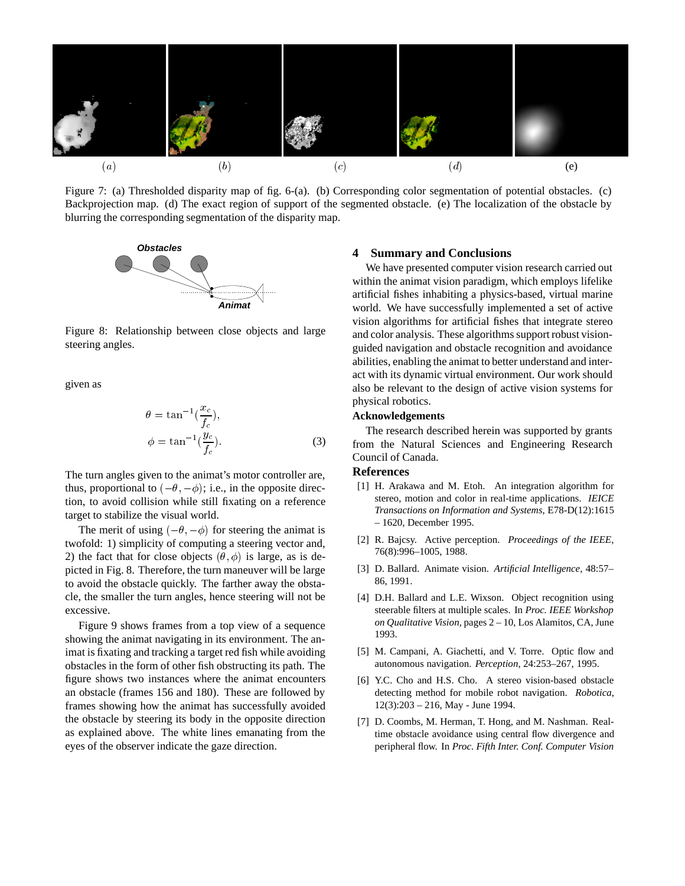Figure 7: (a) Thresholded disparity map of fig. 6-(a). (b) Corresponding color segmentation of potential obstacles. (c) Backprojection map. (d) The exact region of support of the segmented obstacle. (e) The localization of the obstacle by blurring the corresponding segmentation of the disparity map.

Figure 8: Relationship between close objects and large steering angles.

given as

$$\theta = \tan^{-1}\left(\frac{x_c}{f_c}\right),$$
$$\phi = \tan^{-1}\left(\frac{y_c}{f_c}\right). \quad (3)$$

The turn angles given to the animat's motor controller are, thus, proportional to $(-\theta, -\phi)$; i.e., in the opposite direction, to avoid collision while still fixating on a reference target to stabilize the visual world.

The merit of using $(-\theta, -\phi)$ for steering the animat is twofold: 1) simplicity of computing a steering vector and, 2) the fact that for close objects $(\theta, \phi)$ is large, as is depicted in Fig. 8. Therefore, the turn maneuver will be large to avoid the obstacle quickly. The farther away the obstacle, the smaller the turn angles, hence steering will not be excessive.

Figure 9 shows frames from a top view of a sequence showing the animat navigating in its environment. The animat is fixating and tracking a target red fish while avoiding obstacles in the form of other fish obstructing its path. The figure shows two instances where the animat encounters an obstacle (frames 156 and 180). These are followed by frames showing how the animat has successfully avoided the obstacle by steering its body in the opposite direction as explained above. The white lines emanating from the eyes of the observer indicate the gaze direction.

## 4 Summary and Conclusions

We have presented computer vision research carried out within the animat vision paradigm, which employs lifelike artificial fishes inhabiting a physics-based, virtual marine world. We have successfully implemented a set of active vision algorithms for artificial fishes that integrate stereo and color analysis. These algorithms support robust vision-guided navigation and obstacle recognition and avoidance abilities, enabling the animat to better understand and interact with its dynamic virtual environment. Our work should also be relevant to the design of active vision systems for physical robotics.

### Acknowledgements

The research described herein was supported by grants from the Natural Sciences and Engineering Research Council of Canada.

## References

[1] H. Arakawa and M. Etoh. An integration algorithm for stereo, motion and color in real-time applications. *IEICE Transactions on Information and Systems*, E78-D(12):1615 – 1620, December 1995.

[2] R. Bajcsy. Active perception. *Proceedings of the IEEE*, 76(8):996–1005, 1988.

[3] D. Ballard. Animate vision. *Artificial Intelligence*, 48:57–86, 1991.

[4] D.H. Ballard and L.E. Wixson. Object recognition using steerable filters at multiple scales. In *Proc. IEEE Workshop on Qualitative Vision*, pages 2 – 10, Los Alamitos, CA, June 1993.

[5] M. Campani, A. Giachetti, and V. Torre. Optic flow and autonomous navigation. *Perception*, 24:253–267, 1995.

[6] Y.C. Cho and H.S. Cho. A stereo vision-based obstacle detecting method for mobile robot navigation. *Robotica*, 12(3):203 – 216, May - June 1994.

[7] D. Coombs, M. Herman, T. Hong, and M. Nashman. Real-time obstacle avoidance using central flow divergence and peripheral flow. In *Proc. Fifth Inter. Conf. Computer Vision*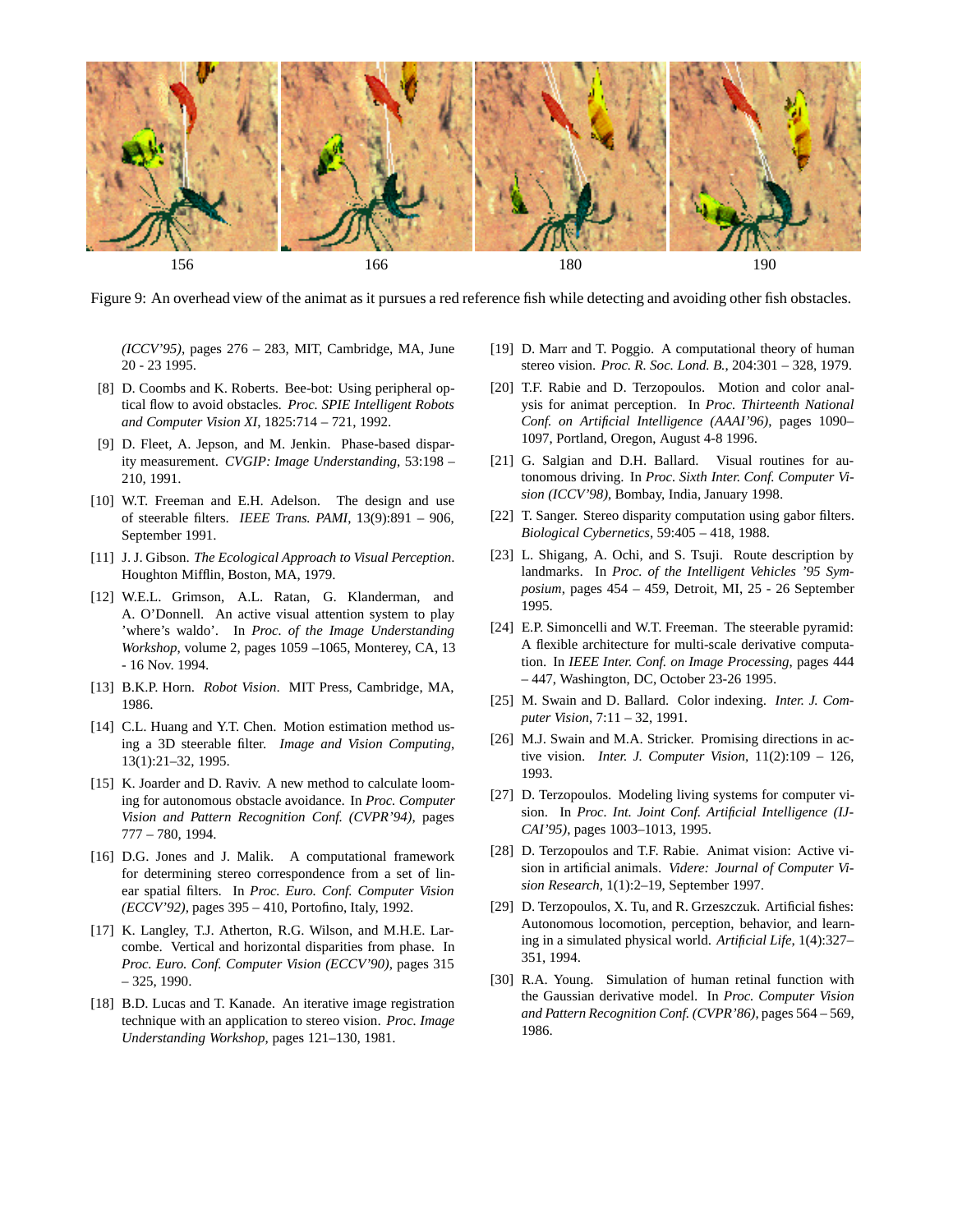156 166 180 190

Figure 9: An overhead view of the animat as it pursues a red reference fish while detecting and avoiding other fish obstacles.

*(ICCV'95)*, pages 276 – 283, MIT, Cambridge, MA, June 20 - 23 1995.

[8] D. Coombs and K. Roberts. Bee-bot: Using peripheral optical flow to avoid obstacles. *Proc. SPIE Intelligent Robots and Computer Vision XI*, 1825:714 – 721, 1992.

[9] D. Fleet, A. Jepson, and M. Jenkin. Phase-based disparity measurement. *CVGIP: Image Understanding*, 53:198 – 210, 1991.

[10] W.T. Freeman and E.H. Adelson. The design and use of steerable filters. *IEEE Trans. PAMI*, 13(9):891 – 906, September 1991.

[11] J. J. Gibson. *The Ecological Approach to Visual Perception*. Houghton Mifflin, Boston, MA, 1979.

[12] W.E.L. Grimson, A.L. Ratan, G. Klanderman, and A. O'Donnell. An active visual attention system to play 'where's waldo'. In *Proc. of the Image Understanding Workshop*, volume 2, pages 1059 –1065, Monterey, CA, 13 - 16 Nov. 1994.

[13] B.K.P. Horn. *Robot Vision*. MIT Press, Cambridge, MA, 1986.

[14] C.L. Huang and Y.T. Chen. Motion estimation method using a 3D steerable filter. *Image and Vision Computing*, 13(1):21–32, 1995.

[15] K. Joarder and D. Raviv. A new method to calculate looming for autonomous obstacle avoidance. In *Proc. Computer Vision and Pattern Recognition Conf. (CVPR'94)*, pages 777 – 780, 1994.

[16] D.G. Jones and J. Malik. A computational framework for determining stereo correspondence from a set of linear spatial filters. In *Proc. Euro. Conf. Computer Vision (ECCV'92)*, pages 395 – 410, Portofino, Italy, 1992.

[17] K. Langley, T.J. Atherton, R.G. Wilson, and M.H.E. Larcombe. Vertical and horizontal disparities from phase. In *Proc. Euro. Conf. Computer Vision (ECCV'90)*, pages 315 – 325, 1990.

[18] B.D. Lucas and T. Kanade. An iterative image registration technique with an application to stereo vision. *Proc. Image Understanding Workshop*, pages 121–130, 1981.

[19] D. Marr and T. Poggio. A computational theory of human stereo vision. *Proc. R. Soc. Lond. B.*, 204:301 – 328, 1979.

[20] T.F. Rabie and D. Terzopoulos. Motion and color analysis for animat perception. In *Proc. Thirteenth National Conf. on Artificial Intelligence (AAAI'96)*, pages 1090–1097, Portland, Oregon, August 4-8 1996.

[21] G. Salgian and D.H. Ballard. Visual routines for autonomous driving. In *Proc. Sixth Inter. Conf. Computer Vision (ICCV'98)*, Bombay, India, January 1998.

[22] T. Sanger. Stereo disparity computation using gabor filters. *Biological Cybernetics*, 59:405 – 418, 1988.

[23] L. Shigang, A. Ochi, and S. Tsuji. Route description by landmarks. In *Proc. of the Intelligent Vehicles '95 Symposium*, pages 454 – 459, Detroit, MI, 25 - 26 September 1995.

[24] E.P. Simoncelli and W.T. Freeman. The steerable pyramid: A flexible architecture for multi-scale derivative computation. In *IEEE Inter. Conf. on Image Processing*, pages 444 – 447, Washington, DC, October 23-26 1995.

[25] M. Swain and D. Ballard. Color indexing. *Inter. J. Computer Vision*, 7:11 – 32, 1991.

[26] M.J. Swain and M.A. Stricker. Promising directions in active vision. *Inter. J. Computer Vision*, 11(2):109 – 126, 1993.

[27] D. Terzopoulos. Modeling living systems for computer vision. In *Proc. Int. Joint Conf. Artificial Intelligence (IJCAI'95)*, pages 1003–1013, 1995.

[28] D. Terzopoulos and T.F. Rabie. Animat vision: Active vision in artificial animals. *Videre: Journal of Computer Vision Research*, 1(1):2–19, September 1997.

[29] D. Terzopoulos, X. Tu, and R. Grzeszczuk. Artificial fishes: Autonomous locomotion, perception, behavior, and learning in a simulated physical world. *Artificial Life*, 1(4):327–351, 1994.

[30] R.A. Young. Simulation of human retinal function with the Gaussian derivative model. In *Proc. Computer Vision and Pattern Recognition Conf. (CVPR'86)*, pages 564 – 569, 1986.